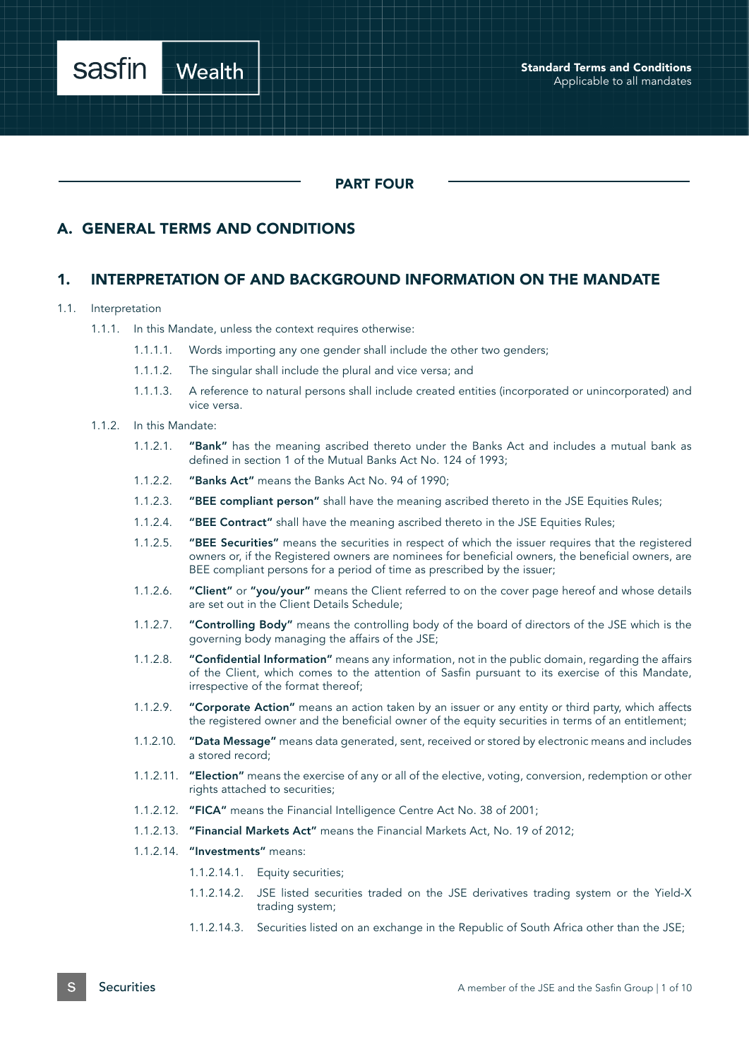## PART FOUR

## A. GENERAL TERMS AND CONDITIONS

## 1. INTERPRETATION OF AND BACKGROUND INFORMATION ON THE MANDATE

1.1. Interpretation

1.1.1. In this Mandate, unless the context requires otherwise:

1.1.1.1. Words importing any one gender shall include the other two genders;

1.1.1.2. The singular shall include the plural and vice versa; and

1.1.1.3. A reference to natural persons shall include created entities (incorporated or unincorporated) and vice versa.

1.1.2. In this Mandate:

1.1.2.1. **"Bank"** has the meaning ascribed thereto under the Banks Act and includes a mutual bank as defined in section 1 of the Mutual Banks Act No. 124 of 1993;

1.1.2.2. **"Banks Act"** means the Banks Act No. 94 of 1990;

1.1.2.3. **"BEE compliant person"** shall have the meaning ascribed thereto in the JSE Equities Rules;

1.1.2.4. **"BEE Contract"** shall have the meaning ascribed thereto in the JSE Equities Rules;

1.1.2.5. **"BEE Securities"** means the securities in respect of which the issuer requires that the registered owners or, if the Registered owners are nominees for beneficial owners, the beneficial owners, are BEE compliant persons for a period of time as prescribed by the issuer;

1.1.2.6. **"Client"** or **"you/your"** means the Client referred to on the cover page hereof and whose details are set out in the Client Details Schedule;

1.1.2.7. **"Controlling Body"** means the controlling body of the board of directors of the JSE which is the governing body managing the affairs of the JSE;

1.1.2.8. **"Confidential Information"** means any information, not in the public domain, regarding the affairs of the Client, which comes to the attention of Sasfin pursuant to its exercise of this Mandate, irrespective of the format thereof;

1.1.2.9. **"Corporate Action"** means an action taken by an issuer or any entity or third party, which affects the registered owner and the beneficial owner of the equity securities in terms of an entitlement;

1.1.2.10. **"Data Message"** means data generated, sent, received or stored by electronic means and includes a stored record;

1.1.2.11. **"Election"** means the exercise of any or all of the elective, voting, conversion, redemption or other rights attached to securities;

1.1.2.12. **"FICA"** means the Financial Intelligence Centre Act No. 38 of 2001;

1.1.2.13. **"Financial Markets Act"** means the Financial Markets Act, No. 19 of 2012;

1.1.2.14. **"Investments"** means:

1.1.2.14.1. Equity securities;

1.1.2.14.2. JSE listed securities traded on the JSE derivatives trading system or the Yield-X trading system;

1.1.2.14.3. Securities listed on an exchange in the Republic of South Africa other than the JSE;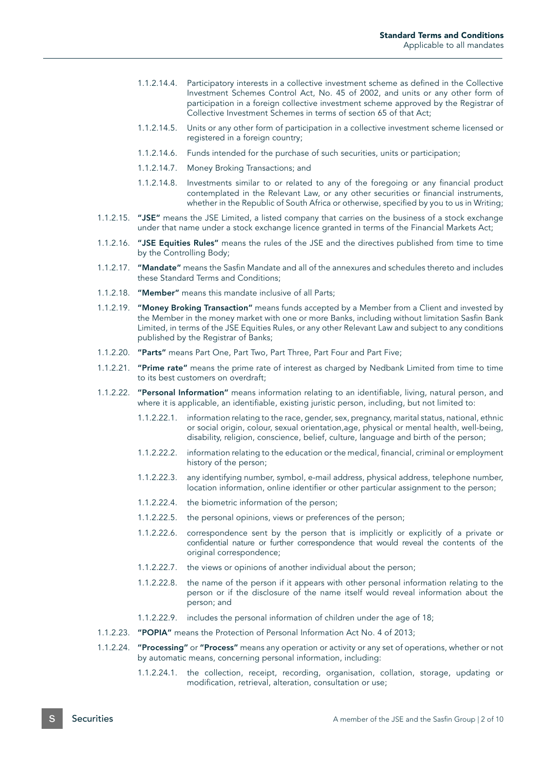1.1.2.14.4. Participatory interests in a collective investment scheme as defined in the Collective Investment Schemes Control Act, No. 45 of 2002, and units or any other form of participation in a foreign collective investment scheme approved by the Registrar of Collective Investment Schemes in terms of section 65 of that Act;

1.1.2.14.5. Units or any other form of participation in a collective investment scheme licensed or registered in a foreign country;

1.1.2.14.6. Funds intended for the purchase of such securities, units or participation;

1.1.2.14.7. Money Broking Transactions; and

1.1.2.14.8. Investments similar to or related to any of the foregoing or any financial product contemplated in the Relevant Law, or any other securities or financial instruments, whether in the Republic of South Africa or otherwise, specified by you to us in Writing;

1.1.2.15. **"JSE"** means the JSE Limited, a listed company that carries on the business of a stock exchange under that name under a stock exchange licence granted in terms of the Financial Markets Act;

1.1.2.16. **"JSE Equities Rules"** means the rules of the JSE and the directives published from time to time by the Controlling Body;

1.1.2.17. **"Mandate"** means the Sasfin Mandate and all of the annexures and schedules thereto and includes these Standard Terms and Conditions;

1.1.2.18. **"Member"** means this mandate inclusive of all Parts;

1.1.2.19. **"Money Broking Transaction"** means funds accepted by a Member from a Client and invested by the Member in the money market with one or more Banks, including without limitation Sasfin Bank Limited, in terms of the JSE Equities Rules, or any other Relevant Law and subject to any conditions published by the Registrar of Banks;

1.1.2.20. **"Parts"** means Part One, Part Two, Part Three, Part Four and Part Five;

1.1.2.21. **"Prime rate"** means the prime rate of interest as charged by Nedbank Limited from time to time to its best customers on overdraft;

1.1.2.22. **"Personal Information"** means information relating to an identifiable, living, natural person, and where it is applicable, an identifiable, existing juristic person, including, but not limited to:

1.1.2.22.1. information relating to the race, gender, sex, pregnancy, marital status, national, ethnic or social origin, colour, sexual orientation,age, physical or mental health, well-being, disability, religion, conscience, belief, culture, language and birth of the person;

1.1.2.22.2. information relating to the education or the medical, financial, criminal or employment history of the person;

1.1.2.22.3. any identifying number, symbol, e-mail address, physical address, telephone number, location information, online identifier or other particular assignment to the person;

1.1.2.22.4. the biometric information of the person;

1.1.2.22.5. the personal opinions, views or preferences of the person;

1.1.2.22.6. correspondence sent by the person that is implicitly or explicitly of a private or confidential nature or further correspondence that would reveal the contents of the original correspondence;

1.1.2.22.7. the views or opinions of another individual about the person;

1.1.2.22.8. the name of the person if it appears with other personal information relating to the person or if the disclosure of the name itself would reveal information about the person; and

1.1.2.22.9. includes the personal information of children under the age of 18;

1.1.2.23. **"POPIA"** means the Protection of Personal Information Act No. 4 of 2013;

1.1.2.24. **"Processing"** or **"Process"** means any operation or activity or any set of operations, whether or not by automatic means, concerning personal information, including:

1.1.2.24.1. the collection, receipt, recording, organisation, collation, storage, updating or modification, retrieval, alteration, consultation or use;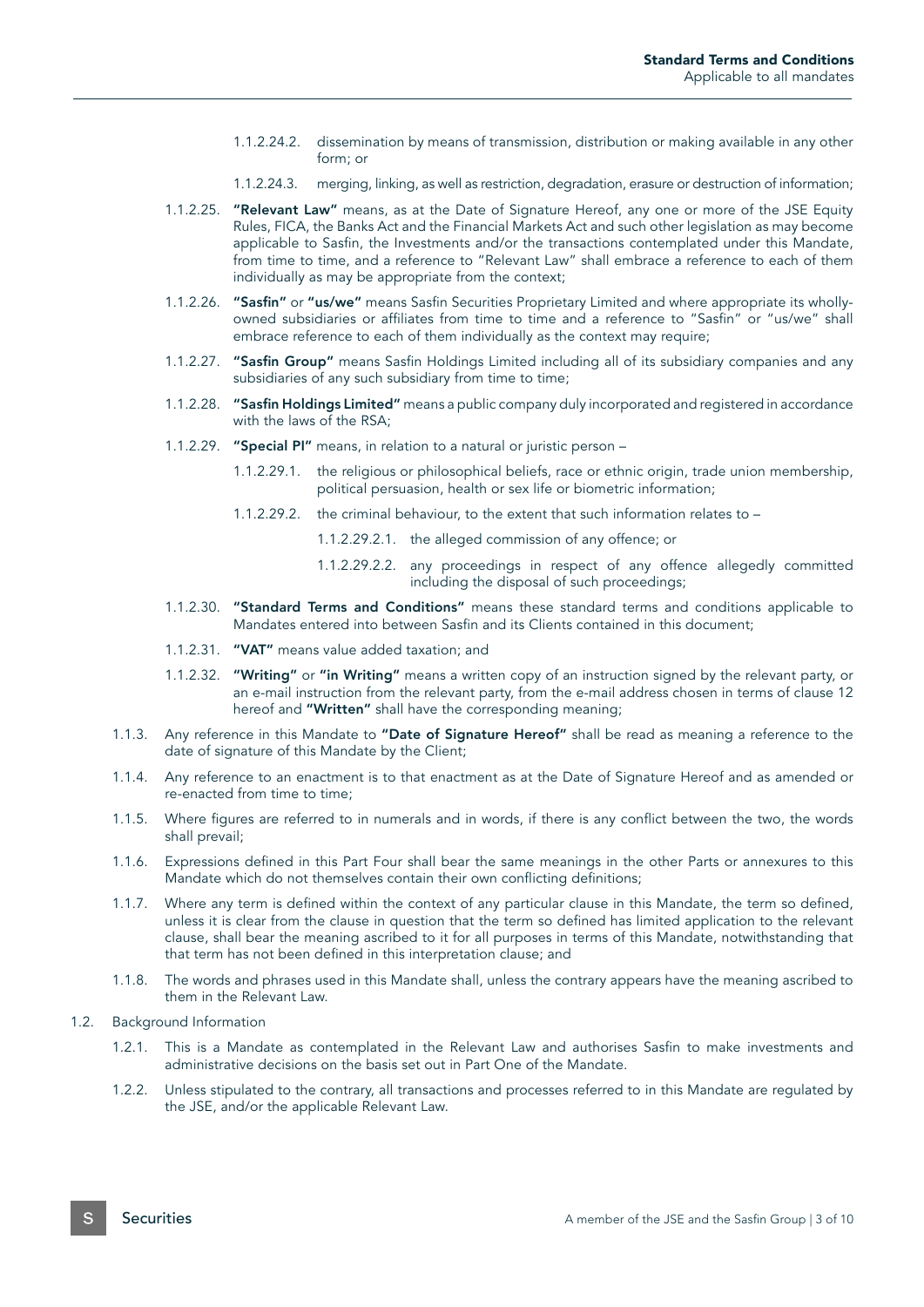1.1.2.24.2. dissemination by means of transmission, distribution or making available in any other form; or

1.1.2.24.3. merging, linking, as well as restriction, degradation, erasure or destruction of information;

1.1.2.25. **"Relevant Law"** means, as at the Date of Signature Hereof, any one or more of the JSE Equity Rules, FICA, the Banks Act and the Financial Markets Act and such other legislation as may become applicable to Sasfin, the Investments and/or the transactions contemplated under this Mandate, from time to time, and a reference to "Relevant Law" shall embrace a reference to each of them individually as may be appropriate from the context;

1.1.2.26. **"Sasfin"** or **"us/we"** means Sasfin Securities Proprietary Limited and where appropriate its wholly-owned subsidiaries or affiliates from time to time and a reference to "Sasfin" or "us/we" shall embrace reference to each of them individually as the context may require;

1.1.2.27. **"Sasfin Group"** means Sasfin Holdings Limited including all of its subsidiary companies and any subsidiaries of any such subsidiary from time to time;

1.1.2.28. **"Sasfin Holdings Limited"** means a public company duly incorporated and registered in accordance with the laws of the RSA;

1.1.2.29. **"Special PI"** means, in relation to a natural or juristic person –

1.1.2.29.1. the religious or philosophical beliefs, race or ethnic origin, trade union membership, political persuasion, health or sex life or biometric information;

1.1.2.29.2. the criminal behaviour, to the extent that such information relates to –

1.1.2.29.2.1. the alleged commission of any offence; or

1.1.2.29.2.2. any proceedings in respect of any offence allegedly committed including the disposal of such proceedings;

1.1.2.30. **"Standard Terms and Conditions"** means these standard terms and conditions applicable to Mandates entered into between Sasfin and its Clients contained in this document;

1.1.2.31. **"VAT"** means value added taxation; and

1.1.2.32. **"Writing"** or **"in Writing"** means a written copy of an instruction signed by the relevant party, or an e-mail instruction from the relevant party, from the e-mail address chosen in terms of clause 12 hereof and **"Written"** shall have the corresponding meaning;

1.1.3. Any reference in this Mandate to **"Date of Signature Hereof"** shall be read as meaning a reference to the date of signature of this Mandate by the Client;

1.1.4. Any reference to an enactment is to that enactment as at the Date of Signature Hereof and as amended or re-enacted from time to time;

1.1.5. Where figures are referred to in numerals and in words, if there is any conflict between the two, the words shall prevail;

1.1.6. Expressions defined in this Part Four shall bear the same meanings in the other Parts or annexures to this Mandate which do not themselves contain their own conflicting definitions;

1.1.7. Where any term is defined within the context of any particular clause in this Mandate, the term so defined, unless it is clear from the clause in question that the term so defined has limited application to the relevant clause, shall bear the meaning ascribed to it for all purposes in terms of this Mandate, notwithstanding that that term has not been defined in this interpretation clause; and

1.1.8. The words and phrases used in this Mandate shall, unless the contrary appears have the meaning ascribed to them in the Relevant Law.

1.2. Background Information

1.2.1. This is a Mandate as contemplated in the Relevant Law and authorises Sasfin to make investments and administrative decisions on the basis set out in Part One of the Mandate.

1.2.2. Unless stipulated to the contrary, all transactions and processes referred to in this Mandate are regulated by the JSE, and/or the applicable Relevant Law.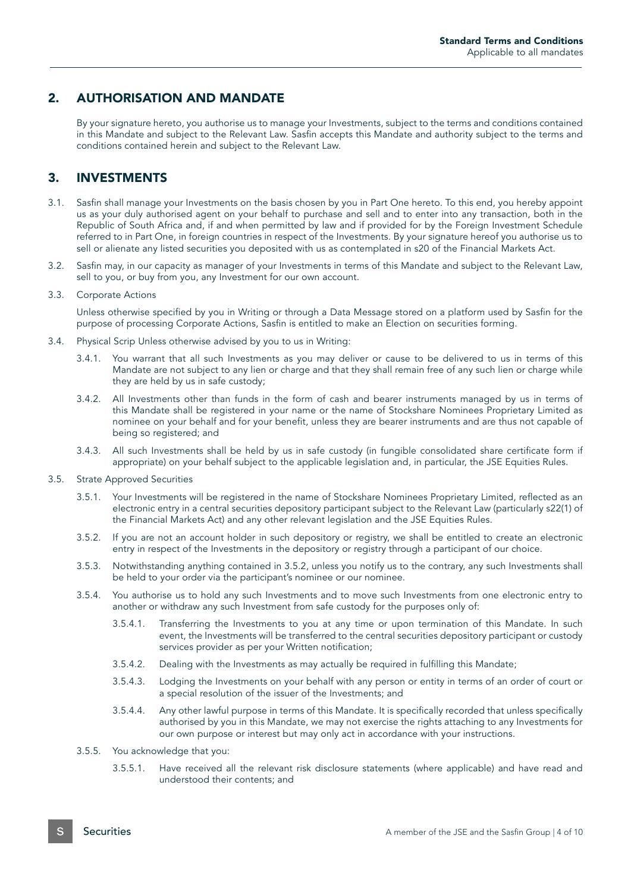## 2. AUTHORISATION AND MANDATE

By your signature hereto, you authorise us to manage your Investments, subject to the terms and conditions contained in this Mandate and subject to the Relevant Law. Sasfin accepts this Mandate and authority subject to the terms and conditions contained herein and subject to the Relevant Law.

## 3. INVESTMENTS

3.1. Sasfin shall manage your Investments on the basis chosen by you in Part One hereto. To this end, you hereby appoint us as your duly authorised agent on your behalf to purchase and sell and to enter into any transaction, both in the Republic of South Africa and, if and when permitted by law and if provided for by the Foreign Investment Schedule referred to in Part One, in foreign countries in respect of the Investments. By your signature hereof you authorise us to sell or alienate any listed securities you deposited with us as contemplated in s20 of the Financial Markets Act.

3.2. Sasfin may, in our capacity as manager of your Investments in terms of this Mandate and subject to the Relevant Law, sell to you, or buy from you, any Investment for our own account.

3.3. Corporate Actions

Unless otherwise specified by you in Writing or through a Data Message stored on a platform used by Sasfin for the purpose of processing Corporate Actions, Sasfin is entitled to make an Election on securities forming.

3.4. Physical Scrip Unless otherwise advised by you to us in Writing:

3.4.1. You warrant that all such Investments as you may deliver or cause to be delivered to us in terms of this Mandate are not subject to any lien or charge and that they shall remain free of any such lien or charge while they are held by us in safe custody;

3.4.2. All Investments other than funds in the form of cash and bearer instruments managed by us in terms of this Mandate shall be registered in your name or the name of Stockshare Nominees Proprietary Limited as nominee on your behalf and for your benefit, unless they are bearer instruments and are thus not capable of being so registered; and

3.4.3. All such Investments shall be held by us in safe custody (in fungible consolidated share certificate form if appropriate) on your behalf subject to the applicable legislation and, in particular, the JSE Equities Rules.

3.5. Strate Approved Securities

3.5.1. Your Investments will be registered in the name of Stockshare Nominees Proprietary Limited, reflected as an electronic entry in a central securities depository participant subject to the Relevant Law (particularly s22(1) of the Financial Markets Act) and any other relevant legislation and the JSE Equities Rules.

3.5.2. If you are not an account holder in such depository or registry, we shall be entitled to create an electronic entry in respect of the Investments in the depository or registry through a participant of our choice.

3.5.3. Notwithstanding anything contained in 3.5.2, unless you notify us to the contrary, any such Investments shall be held to your order via the participant's nominee or our nominee.

3.5.4. You authorise us to hold any such Investments and to move such Investments from one electronic entry to another or withdraw any such Investment from safe custody for the purposes only of:

3.5.4.1. Transferring the Investments to you at any time or upon termination of this Mandate. In such event, the Investments will be transferred to the central securities depository participant or custody services provider as per your Written notification;

3.5.4.2. Dealing with the Investments as may actually be required in fulfilling this Mandate;

3.5.4.3. Lodging the Investments on your behalf with any person or entity in terms of an order of court or a special resolution of the issuer of the Investments; and

3.5.4.4. Any other lawful purpose in terms of this Mandate. It is specifically recorded that unless specifically authorised by you in this Mandate, we may not exercise the rights attaching to any Investments for our own purpose or interest but may only act in accordance with your instructions.

3.5.5. You acknowledge that you:

3.5.5.1. Have received all the relevant risk disclosure statements (where applicable) and have read and understood their contents; and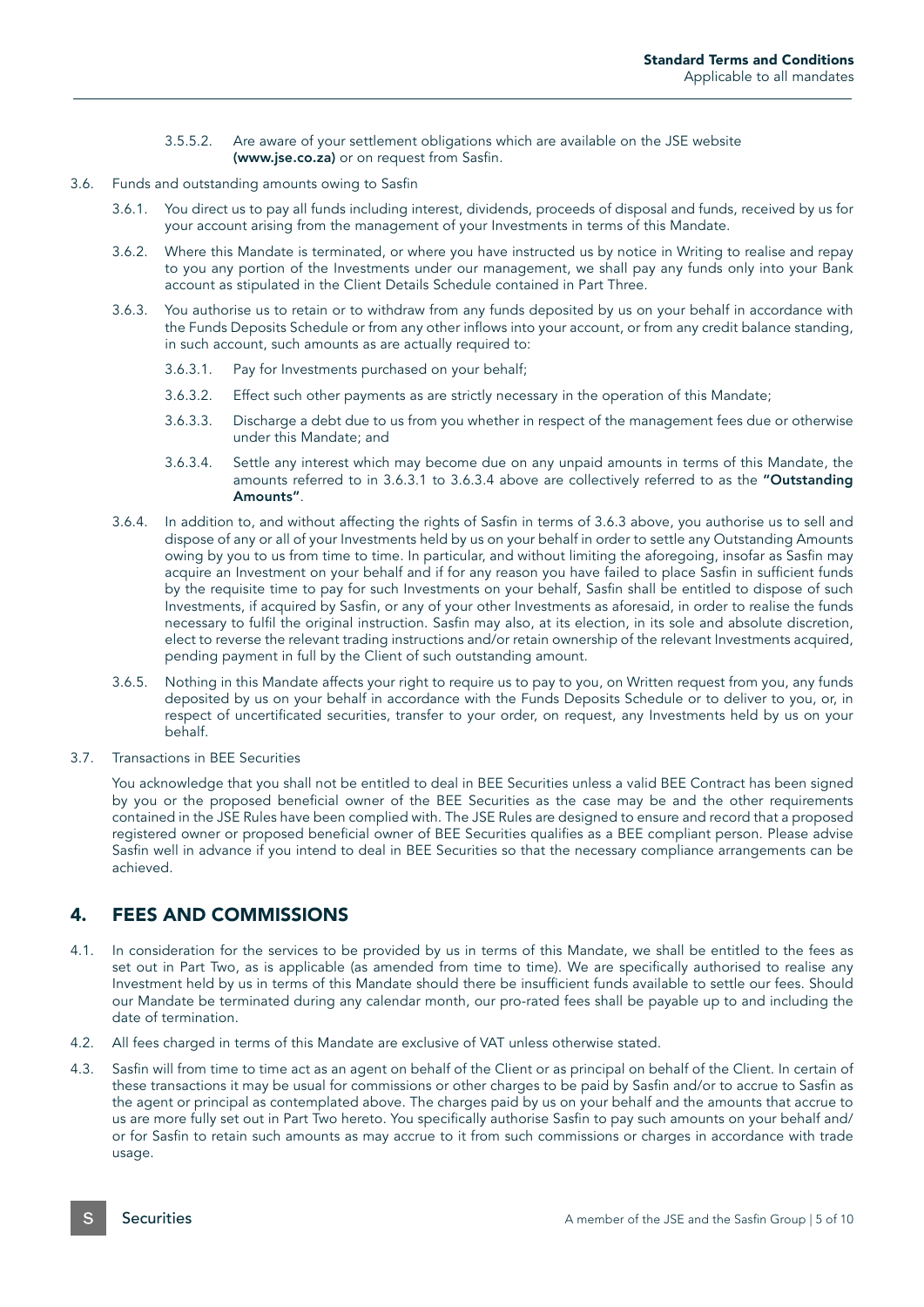3.5.5.2. Are aware of your settlement obligations which are available on the JSE website **(www.jse.co.za)** or on request from Sasfin.

3.6. Funds and outstanding amounts owing to Sasfin

3.6.1. You direct us to pay all funds including interest, dividends, proceeds of disposal and funds, received by us for your account arising from the management of your Investments in terms of this Mandate.

3.6.2. Where this Mandate is terminated, or where you have instructed us by notice in Writing to realise and repay to you any portion of the Investments under our management, we shall pay any funds only into your Bank account as stipulated in the Client Details Schedule contained in Part Three.

3.6.3. You authorise us to retain or to withdraw from any funds deposited by us on your behalf in accordance with the Funds Deposits Schedule or from any other inflows into your account, or from any credit balance standing, in such account, such amounts as are actually required to:

3.6.3.1. Pay for Investments purchased on your behalf;

3.6.3.2. Effect such other payments as are strictly necessary in the operation of this Mandate;

3.6.3.3. Discharge a debt due to us from you whether in respect of the management fees due or otherwise under this Mandate; and

3.6.3.4. Settle any interest which may become due on any unpaid amounts in terms of this Mandate, the amounts referred to in 3.6.3.1 to 3.6.3.4 above are collectively referred to as the **"Outstanding Amounts"**.

3.6.4. In addition to, and without affecting the rights of Sasfin in terms of 3.6.3 above, you authorise us to sell and dispose of any or all of your Investments held by us on your behalf in order to settle any Outstanding Amounts owing by you to us from time to time. In particular, and without limiting the aforegoing, insofar as Sasfin may acquire an Investment on your behalf and if for any reason you have failed to place Sasfin in sufficient funds by the requisite time to pay for such Investments on your behalf, Sasfin shall be entitled to dispose of such Investments, if acquired by Sasfin, or any of your other Investments as aforesaid, in order to realise the funds necessary to fulfil the original instruction. Sasfin may also, at its election, in its sole and absolute discretion, elect to reverse the relevant trading instructions and/or retain ownership of the relevant Investments acquired, pending payment in full by the Client of such outstanding amount.

3.6.5. Nothing in this Mandate affects your right to require us to pay to you, on Written request from you, any funds deposited by us on your behalf in accordance with the Funds Deposits Schedule or to deliver to you, or, in respect of uncertificated securities, transfer to your order, on request, any Investments held by us on your behalf.

3.7. Transactions in BEE Securities

You acknowledge that you shall not be entitled to deal in BEE Securities unless a valid BEE Contract has been signed by you or the proposed beneficial owner of the BEE Securities as the case may be and the other requirements contained in the JSE Rules have been complied with. The JSE Rules are designed to ensure and record that a proposed registered owner or proposed beneficial owner of BEE Securities qualifies as a BEE compliant person. Please advise Sasfin well in advance if you intend to deal in BEE Securities so that the necessary compliance arrangements can be achieved.

## 4. FEES AND COMMISSIONS

4.1. In consideration for the services to be provided by us in terms of this Mandate, we shall be entitled to the fees as set out in Part Two, as is applicable (as amended from time to time). We are specifically authorised to realise any Investment held by us in terms of this Mandate should there be insufficient funds available to settle our fees. Should our Mandate be terminated during any calendar month, our pro-rated fees shall be payable up to and including the date of termination.

4.2. All fees charged in terms of this Mandate are exclusive of VAT unless otherwise stated.

4.3. Sasfin will from time to time act as an agent on behalf of the Client or as principal on behalf of the Client. In certain of these transactions it may be usual for commissions or other charges to be paid by Sasfin and/or to accrue to Sasfin as the agent or principal as contemplated above. The charges paid by us on your behalf and the amounts that accrue to us are more fully set out in Part Two hereto. You specifically authorise Sasfin to pay such amounts on your behalf and/or for Sasfin to retain such amounts as may accrue to it from such commissions or charges in accordance with trade usage.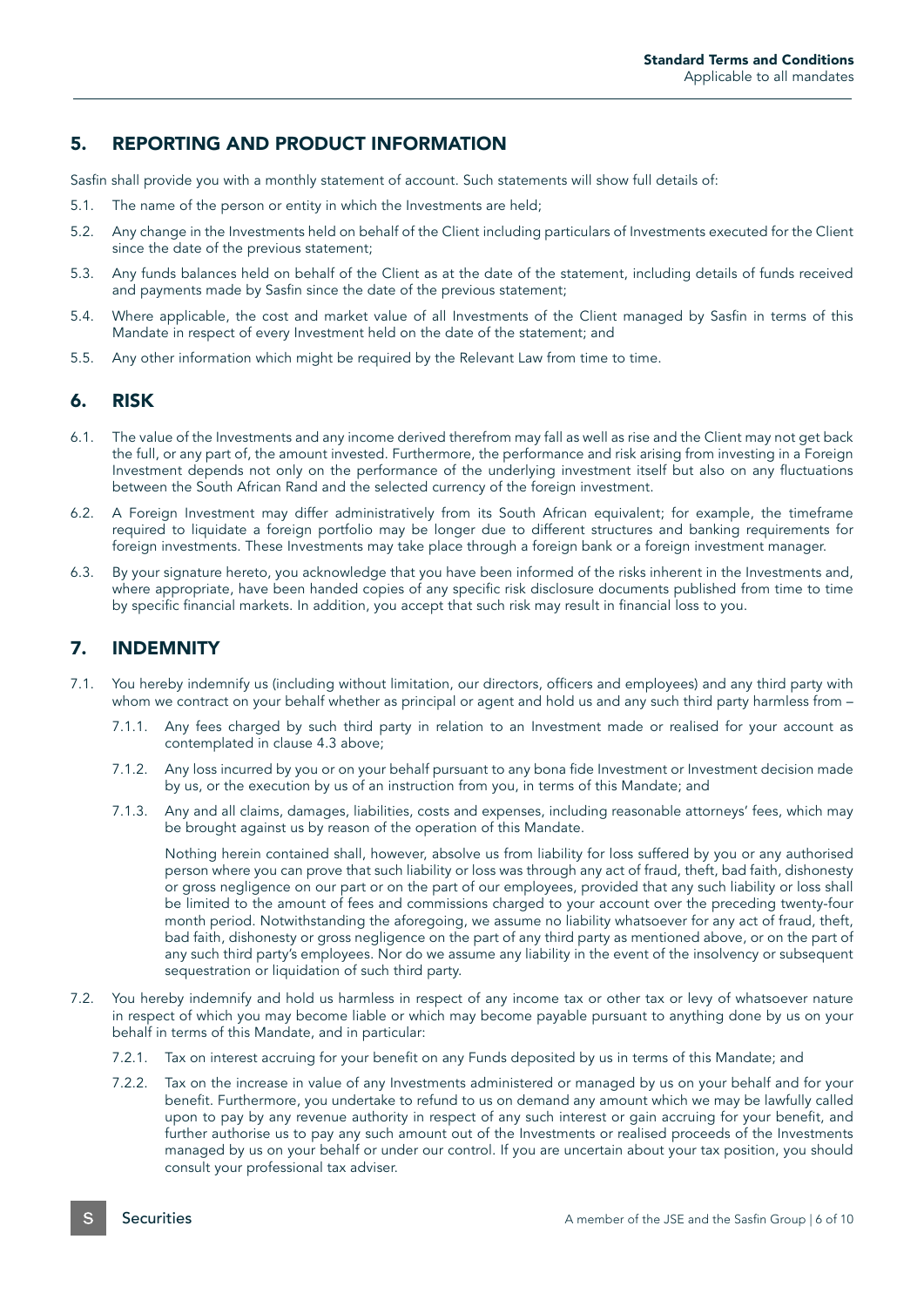## 5. REPORTING AND PRODUCT INFORMATION

Sasfin shall provide you with a monthly statement of account. Such statements will show full details of:

5.1. The name of the person or entity in which the Investments are held;

5.2. Any change in the Investments held on behalf of the Client including particulars of Investments executed for the Client since the date of the previous statement;

5.3. Any funds balances held on behalf of the Client as at the date of the statement, including details of funds received and payments made by Sasfin since the date of the previous statement;

5.4. Where applicable, the cost and market value of all Investments of the Client managed by Sasfin in terms of this Mandate in respect of every Investment held on the date of the statement; and

5.5. Any other information which might be required by the Relevant Law from time to time.

## 6. RISK

6.1. The value of the Investments and any income derived therefrom may fall as well as rise and the Client may not get back the full, or any part of, the amount invested. Furthermore, the performance and risk arising from investing in a Foreign Investment depends not only on the performance of the underlying investment itself but also on any fluctuations between the South African Rand and the selected currency of the foreign investment.

6.2. A Foreign Investment may differ administratively from its South African equivalent; for example, the timeframe required to liquidate a foreign portfolio may be longer due to different structures and banking requirements for foreign investments. These Investments may take place through a foreign bank or a foreign investment manager.

6.3. By your signature hereto, you acknowledge that you have been informed of the risks inherent in the Investments and, where appropriate, have been handed copies of any specific risk disclosure documents published from time to time by specific financial markets. In addition, you accept that such risk may result in financial loss to you.

## 7. INDEMNITY

7.1. You hereby indemnify us (including without limitation, our directors, officers and employees) and any third party with whom we contract on your behalf whether as principal or agent and hold us and any such third party harmless from –

7.1.1. Any fees charged by such third party in relation to an Investment made or realised for your account as contemplated in clause 4.3 above;

7.1.2. Any loss incurred by you or on your behalf pursuant to any bona fide Investment or Investment decision made by us, or the execution by us of an instruction from you, in terms of this Mandate; and

7.1.3. Any and all claims, damages, liabilities, costs and expenses, including reasonable attorneys' fees, which may be brought against us by reason of the operation of this Mandate.

Nothing herein contained shall, however, absolve us from liability for loss suffered by you or any authorised person where you can prove that such liability or loss was through any act of fraud, theft, bad faith, dishonesty or gross negligence on our part or on the part of our employees, provided that any such liability or loss shall be limited to the amount of fees and commissions charged to your account over the preceding twenty-four month period. Notwithstanding the aforegoing, we assume no liability whatsoever for any act of fraud, theft, bad faith, dishonesty or gross negligence on the part of any third party as mentioned above, or on the part of any such third party's employees. Nor do we assume any liability in the event of the insolvency or subsequent sequestration or liquidation of such third party.

7.2. You hereby indemnify and hold us harmless in respect of any income tax or other tax or levy of whatsoever nature in respect of which you may become liable or which may become payable pursuant to anything done by us on your behalf in terms of this Mandate, and in particular:

7.2.1. Tax on interest accruing for your benefit on any Funds deposited by us in terms of this Mandate; and

7.2.2. Tax on the increase in value of any Investments administered or managed by us on your behalf and for your benefit. Furthermore, you undertake to refund to us on demand any amount which we may be lawfully called upon to pay by any revenue authority in respect of any such interest or gain accruing for your benefit, and further authorise us to pay any such amount out of the Investments or realised proceeds of the Investments managed by us on your behalf or under our control. If you are uncertain about your tax position, you should consult your professional tax adviser.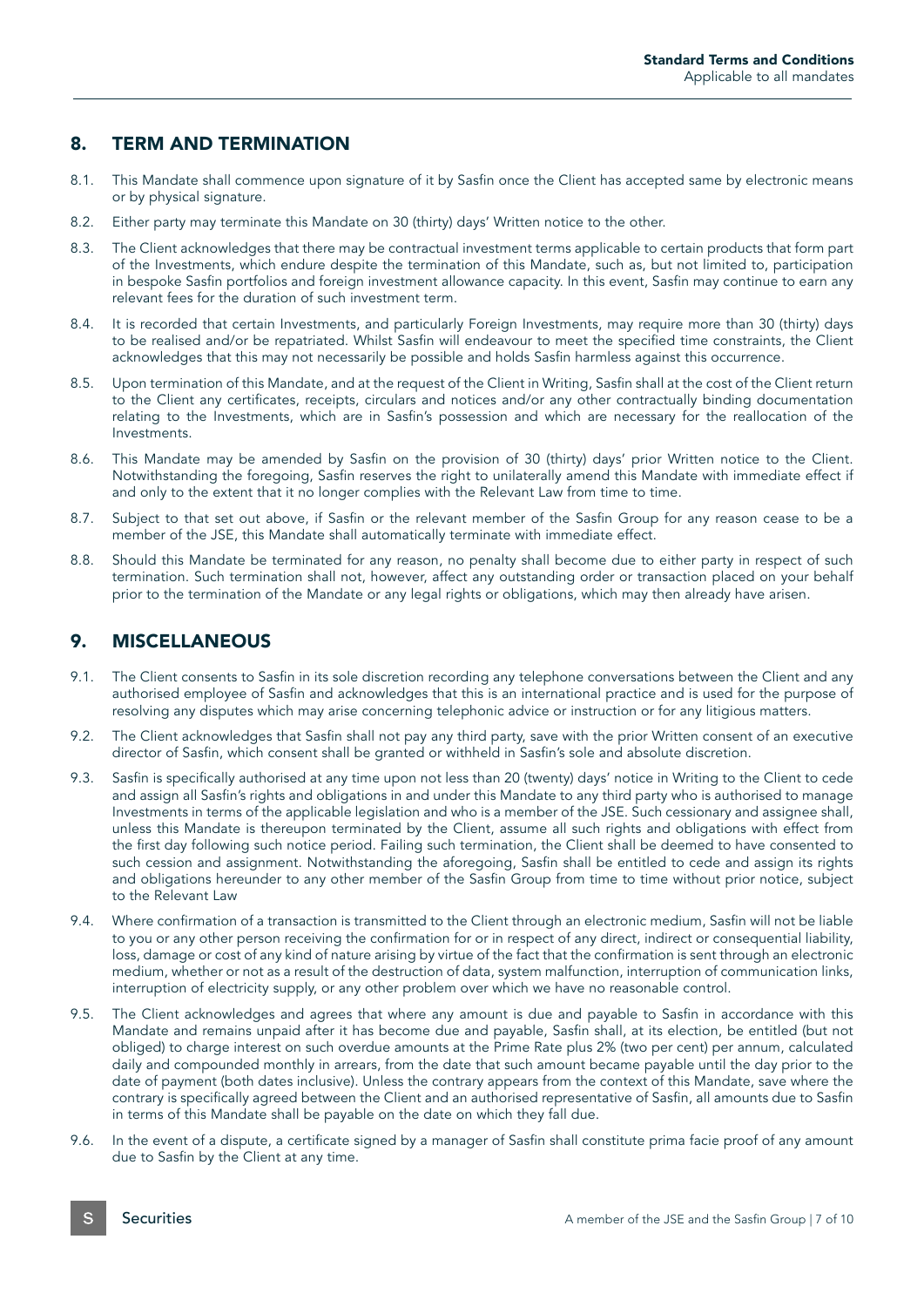## 8. TERM AND TERMINATION

8.1. This Mandate shall commence upon signature of it by Sasfin once the Client has accepted same by electronic means or by physical signature.

8.2. Either party may terminate this Mandate on 30 (thirty) days' Written notice to the other.

8.3. The Client acknowledges that there may be contractual investment terms applicable to certain products that form part of the Investments, which endure despite the termination of this Mandate, such as, but not limited to, participation in bespoke Sasfin portfolios and foreign investment allowance capacity. In this event, Sasfin may continue to earn any relevant fees for the duration of such investment term.

8.4. It is recorded that certain Investments, and particularly Foreign Investments, may require more than 30 (thirty) days to be realised and/or be repatriated. Whilst Sasfin will endeavour to meet the specified time constraints, the Client acknowledges that this may not necessarily be possible and holds Sasfin harmless against this occurrence.

8.5. Upon termination of this Mandate, and at the request of the Client in Writing, Sasfin shall at the cost of the Client return to the Client any certificates, receipts, circulars and notices and/or any other contractually binding documentation relating to the Investments, which are in Sasfin's possession and which are necessary for the reallocation of the Investments.

8.6. This Mandate may be amended by Sasfin on the provision of 30 (thirty) days' prior Written notice to the Client. Notwithstanding the foregoing, Sasfin reserves the right to unilaterally amend this Mandate with immediate effect if and only to the extent that it no longer complies with the Relevant Law from time to time.

8.7. Subject to that set out above, if Sasfin or the relevant member of the Sasfin Group for any reason cease to be a member of the JSE, this Mandate shall automatically terminate with immediate effect.

8.8. Should this Mandate be terminated for any reason, no penalty shall become due to either party in respect of such termination. Such termination shall not, however, affect any outstanding order or transaction placed on your behalf prior to the termination of the Mandate or any legal rights or obligations, which may then already have arisen.

## 9. MISCELLANEOUS

9.1. The Client consents to Sasfin in its sole discretion recording any telephone conversations between the Client and any authorised employee of Sasfin and acknowledges that this is an international practice and is used for the purpose of resolving any disputes which may arise concerning telephonic advice or instruction or for any litigious matters.

9.2. The Client acknowledges that Sasfin shall not pay any third party, save with the prior Written consent of an executive director of Sasfin, which consent shall be granted or withheld in Sasfin's sole and absolute discretion.

9.3. Sasfin is specifically authorised at any time upon not less than 20 (twenty) days' notice in Writing to the Client to cede and assign all Sasfin's rights and obligations in and under this Mandate to any third party who is authorised to manage Investments in terms of the applicable legislation and who is a member of the JSE. Such cessionary and assignee shall, unless this Mandate is thereupon terminated by the Client, assume all such rights and obligations with effect from the first day following such notice period. Failing such termination, the Client shall be deemed to have consented to such cession and assignment. Notwithstanding the aforegoing, Sasfin shall be entitled to cede and assign its rights and obligations hereunder to any other member of the Sasfin Group from time to time without prior notice, subject to the Relevant Law

9.4. Where confirmation of a transaction is transmitted to the Client through an electronic medium, Sasfin will not be liable to you or any other person receiving the confirmation for or in respect of any direct, indirect or consequential liability, loss, damage or cost of any kind of nature arising by virtue of the fact that the confirmation is sent through an electronic medium, whether or not as a result of the destruction of data, system malfunction, interruption of communication links, interruption of electricity supply, or any other problem over which we have no reasonable control.

9.5. The Client acknowledges and agrees that where any amount is due and payable to Sasfin in accordance with this Mandate and remains unpaid after it has become due and payable, Sasfin shall, at its election, be entitled (but not obliged) to charge interest on such overdue amounts at the Prime Rate plus 2% (two per cent) per annum, calculated daily and compounded monthly in arrears, from the date that such amount became payable until the day prior to the date of payment (both dates inclusive). Unless the contrary appears from the context of this Mandate, save where the contrary is specifically agreed between the Client and an authorised representative of Sasfin, all amounts due to Sasfin in terms of this Mandate shall be payable on the date on which they fall due.

9.6. In the event of a dispute, a certificate signed by a manager of Sasfin shall constitute prima facie proof of any amount due to Sasfin by the Client at any time.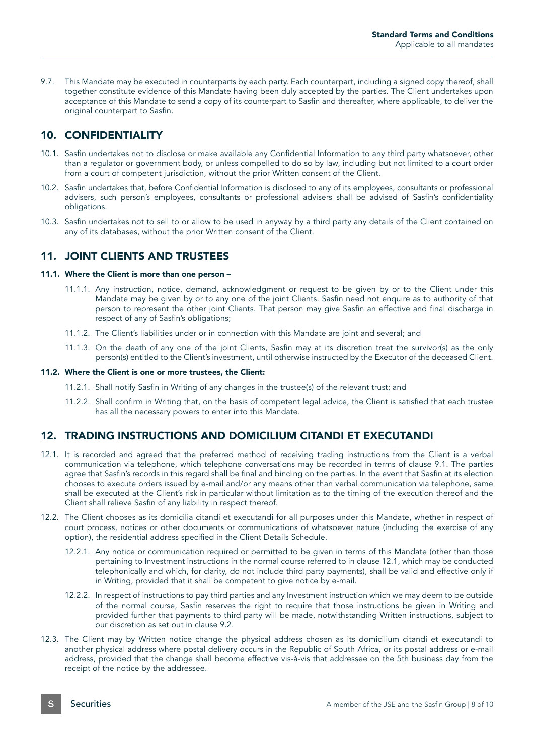9.7. This Mandate may be executed in counterparts by each party. Each counterpart, including a signed copy thereof, shall together constitute evidence of this Mandate having been duly accepted by the parties. The Client undertakes upon acceptance of this Mandate to send a copy of its counterpart to Sasfin and thereafter, where applicable, to deliver the original counterpart to Sasfin.

## 10. CONFIDENTIALITY

10.1. Sasfin undertakes not to disclose or make available any Confidential Information to any third party whatsoever, other than a regulator or government body, or unless compelled to do so by law, including but not limited to a court order from a court of competent jurisdiction, without the prior Written consent of the Client.

10.2. Sasfin undertakes that, before Confidential Information is disclosed to any of its employees, consultants or professional advisers, such person's employees, consultants or professional advisers shall be advised of Sasfin's confidentiality obligations.

10.3. Sasfin undertakes not to sell to or allow to be used in anyway by a third party any details of the Client contained on any of its databases, without the prior Written consent of the Client.

## 11. JOINT CLIENTS AND TRUSTEES

**11.1. Where the Client is more than one person –**

11.1.1. Any instruction, notice, demand, acknowledgment or request to be given by or to the Client under this Mandate may be given by or to any one of the joint Clients. Sasfin need not enquire as to authority of that person to represent the other joint Clients. That person may give Sasfin an effective and final discharge in respect of any of Sasfin's obligations;

11.1.2. The Client's liabilities under or in connection with this Mandate are joint and several; and

11.1.3. On the death of any one of the joint Clients, Sasfin may at its discretion treat the survivor(s) as the only person(s) entitled to the Client's investment, until otherwise instructed by the Executor of the deceased Client.

**11.2. Where the Client is one or more trustees, the Client:**

11.2.1. Shall notify Sasfin in Writing of any changes in the trustee(s) of the relevant trust; and

11.2.2. Shall confirm in Writing that, on the basis of competent legal advice, the Client is satisfied that each trustee has all the necessary powers to enter into this Mandate.

## 12. TRADING INSTRUCTIONS AND DOMICILIUM CITANDI ET EXECUTANDI

12.1. It is recorded and agreed that the preferred method of receiving trading instructions from the Client is a verbal communication via telephone, which telephone conversations may be recorded in terms of clause 9.1. The parties agree that Sasfin's records in this regard shall be final and binding on the parties. In the event that Sasfin at its election chooses to execute orders issued by e-mail and/or any means other than verbal communication via telephone, same shall be executed at the Client's risk in particular without limitation as to the timing of the execution thereof and the Client shall relieve Sasfin of any liability in respect thereof.

12.2. The Client chooses as its domicilia citandi et executandi for all purposes under this Mandate, whether in respect of court process, notices or other documents or communications of whatsoever nature (including the exercise of any option), the residential address specified in the Client Details Schedule.

12.2.1. Any notice or communication required or permitted to be given in terms of this Mandate (other than those pertaining to Investment instructions in the normal course referred to in clause 12.1, which may be conducted telephonically and which, for clarity, do not include third party payments), shall be valid and effective only if in Writing, provided that it shall be competent to give notice by e-mail.

12.2.2. In respect of instructions to pay third parties and any Investment instruction which we may deem to be outside of the normal course, Sasfin reserves the right to require that those instructions be given in Writing and provided further that payments to third party will be made, notwithstanding Written instructions, subject to our discretion as set out in clause 9.2.

12.3. The Client may by Written notice change the physical address chosen as its domicilium citandi et executandi to another physical address where postal delivery occurs in the Republic of South Africa, or its postal address or e-mail address, provided that the change shall become effective vis-à-vis that addressee on the 5th business day from the receipt of the notice by the addressee.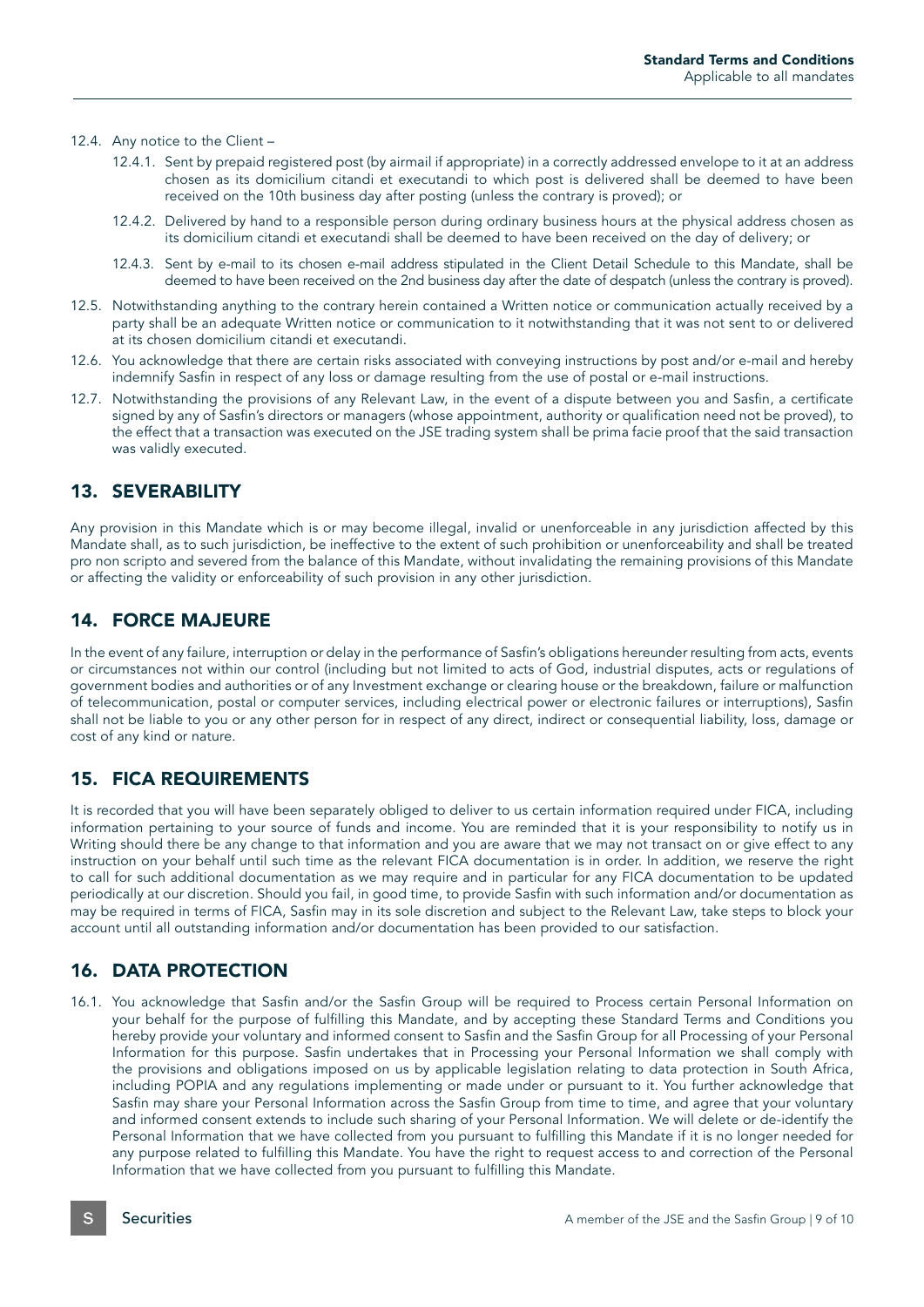12.4. Any notice to the Client –

12.4.1. Sent by prepaid registered post (by airmail if appropriate) in a correctly addressed envelope to it at an address chosen as its domicilium citandi et executandi to which post is delivered shall be deemed to have been received on the 10th business day after posting (unless the contrary is proved); or

12.4.2. Delivered by hand to a responsible person during ordinary business hours at the physical address chosen as its domicilium citandi et executandi shall be deemed to have been received on the day of delivery; or

12.4.3. Sent by e-mail to its chosen e-mail address stipulated in the Client Detail Schedule to this Mandate, shall be deemed to have been received on the 2nd business day after the date of despatch (unless the contrary is proved).

12.5. Notwithstanding anything to the contrary herein contained a Written notice or communication actually received by a party shall be an adequate Written notice or communication to it notwithstanding that it was not sent to or delivered at its chosen domicilium citandi et executandi.

12.6. You acknowledge that there are certain risks associated with conveying instructions by post and/or e-mail and hereby indemnify Sasfin in respect of any loss or damage resulting from the use of postal or e-mail instructions.

12.7. Notwithstanding the provisions of any Relevant Law, in the event of a dispute between you and Sasfin, a certificate signed by any of Sasfin's directors or managers (whose appointment, authority or qualification need not be proved), to the effect that a transaction was executed on the JSE trading system shall be prima facie proof that the said transaction was validly executed.

## 13. SEVERABILITY

Any provision in this Mandate which is or may become illegal, invalid or unenforceable in any jurisdiction affected by this Mandate shall, as to such jurisdiction, be ineffective to the extent of such prohibition or unenforceability and shall be treated pro non scripto and severed from the balance of this Mandate, without invalidating the remaining provisions of this Mandate or affecting the validity or enforceability of such provision in any other jurisdiction.

## 14. FORCE MAJEURE

In the event of any failure, interruption or delay in the performance of Sasfin's obligations hereunder resulting from acts, events or circumstances not within our control (including but not limited to acts of God, industrial disputes, acts or regulations of government bodies and authorities or of any Investment exchange or clearing house or the breakdown, failure or malfunction of telecommunication, postal or computer services, including electrical power or electronic failures or interruptions), Sasfin shall not be liable to you or any other person for in respect of any direct, indirect or consequential liability, loss, damage or cost of any kind or nature.

## 15. FICA REQUIREMENTS

It is recorded that you will have been separately obliged to deliver to us certain information required under FICA, including information pertaining to your source of funds and income. You are reminded that it is your responsibility to notify us in Writing should there be any change to that information and you are aware that we may not transact on or give effect to any instruction on your behalf until such time as the relevant FICA documentation is in order. In addition, we reserve the right to call for such additional documentation as we may require and in particular for any FICA documentation to be updated periodically at our discretion. Should you fail, in good time, to provide Sasfin with such information and/or documentation as may be required in terms of FICA, Sasfin may in its sole discretion and subject to the Relevant Law, take steps to block your account until all outstanding information and/or documentation has been provided to our satisfaction.

## 16. DATA PROTECTION

16.1. You acknowledge that Sasfin and/or the Sasfin Group will be required to Process certain Personal Information on your behalf for the purpose of fulfilling this Mandate, and by accepting these Standard Terms and Conditions you hereby provide your voluntary and informed consent to Sasfin and the Sasfin Group for all Processing of your Personal Information for this purpose. Sasfin undertakes that in Processing your Personal Information we shall comply with the provisions and obligations imposed on us by applicable legislation relating to data protection in South Africa, including POPIA and any regulations implementing or made under or pursuant to it. You further acknowledge that Sasfin may share your Personal Information across the Sasfin Group from time to time, and agree that your voluntary and informed consent extends to include such sharing of your Personal Information. We will delete or de-identify the Personal Information that we have collected from you pursuant to fulfilling this Mandate if it is no longer needed for any purpose related to fulfilling this Mandate. You have the right to request access to and correction of the Personal Information that we have collected from you pursuant to fulfilling this Mandate.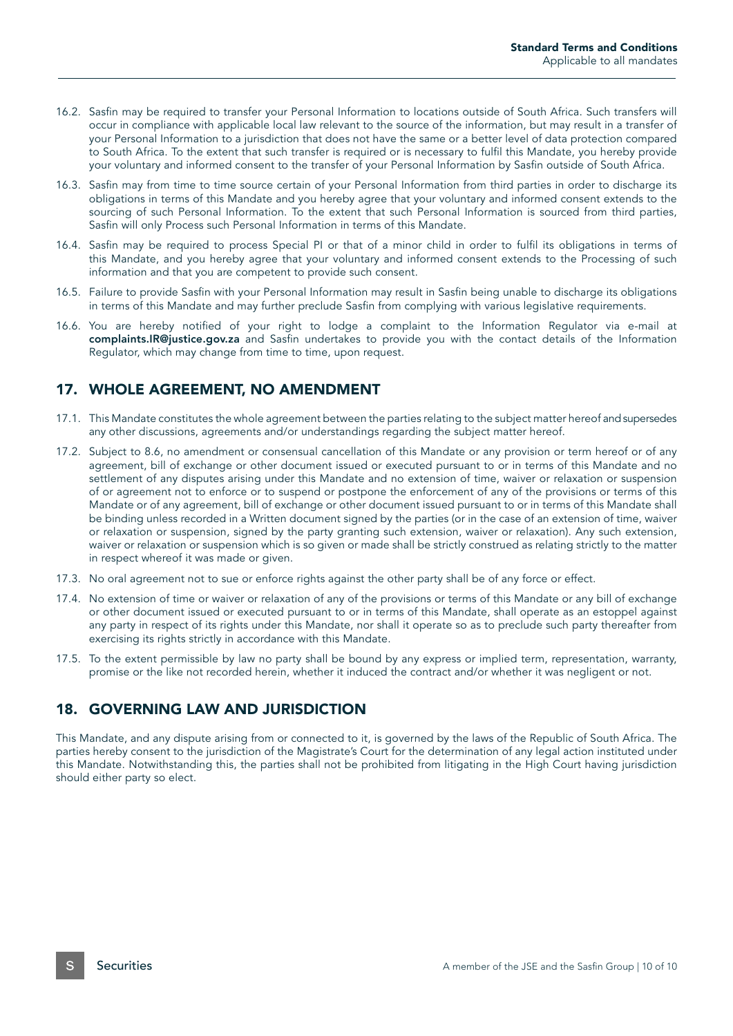16.2. Sasfin may be required to transfer your Personal Information to locations outside of South Africa. Such transfers will occur in compliance with applicable local law relevant to the source of the information, but may result in a transfer of your Personal Information to a jurisdiction that does not have the same or a better level of data protection compared to South Africa. To the extent that such transfer is required or is necessary to fulfil this Mandate, you hereby provide your voluntary and informed consent to the transfer of your Personal Information by Sasfin outside of South Africa.

16.3. Sasfin may from time to time source certain of your Personal Information from third parties in order to discharge its obligations in terms of this Mandate and you hereby agree that your voluntary and informed consent extends to the sourcing of such Personal Information. To the extent that such Personal Information is sourced from third parties, Sasfin will only Process such Personal Information in terms of this Mandate.

16.4. Sasfin may be required to process Special PI or that of a minor child in order to fulfil its obligations in terms of this Mandate, and you hereby agree that your voluntary and informed consent extends to the Processing of such information and that you are competent to provide such consent.

16.5. Failure to provide Sasfin with your Personal Information may result in Sasfin being unable to discharge its obligations in terms of this Mandate and may further preclude Sasfin from complying with various legislative requirements.

16.6. You are hereby notified of your right to lodge a complaint to the Information Regulator via e-mail at **complaints.IR@justice.gov.za** and Sasfin undertakes to provide you with the contact details of the Information Regulator, which may change from time to time, upon request.

## 17. WHOLE AGREEMENT, NO AMENDMENT

17.1. This Mandate constitutes the whole agreement between the parties relating to the subject matter hereof and supersedes any other discussions, agreements and/or understandings regarding the subject matter hereof.

17.2. Subject to 8.6, no amendment or consensual cancellation of this Mandate or any provision or term hereof or of any agreement, bill of exchange or other document issued or executed pursuant to or in terms of this Mandate and no settlement of any disputes arising under this Mandate and no extension of time, waiver or relaxation or suspension of or agreement not to enforce or to suspend or postpone the enforcement of any of the provisions or terms of this Mandate or of any agreement, bill of exchange or other document issued pursuant to or in terms of this Mandate shall be binding unless recorded in a Written document signed by the parties (or in the case of an extension of time, waiver or relaxation or suspension, signed by the party granting such extension, waiver or relaxation). Any such extension, waiver or relaxation or suspension which is so given or made shall be strictly construed as relating strictly to the matter in respect whereof it was made or given.

17.3. No oral agreement not to sue or enforce rights against the other party shall be of any force or effect.

17.4. No extension of time or waiver or relaxation of any of the provisions or terms of this Mandate or any bill of exchange or other document issued or executed pursuant to or in terms of this Mandate, shall operate as an estoppel against any party in respect of its rights under this Mandate, nor shall it operate so as to preclude such party thereafter from exercising its rights strictly in accordance with this Mandate.

17.5. To the extent permissible by law no party shall be bound by any express or implied term, representation, warranty, promise or the like not recorded herein, whether it induced the contract and/or whether it was negligent or not.

## 18. GOVERNING LAW AND JURISDICTION

This Mandate, and any dispute arising from or connected to it, is governed by the laws of the Republic of South Africa. The parties hereby consent to the jurisdiction of the Magistrate's Court for the determination of any legal action instituted under this Mandate. Notwithstanding this, the parties shall not be prohibited from litigating in the High Court having jurisdiction should either party so elect.